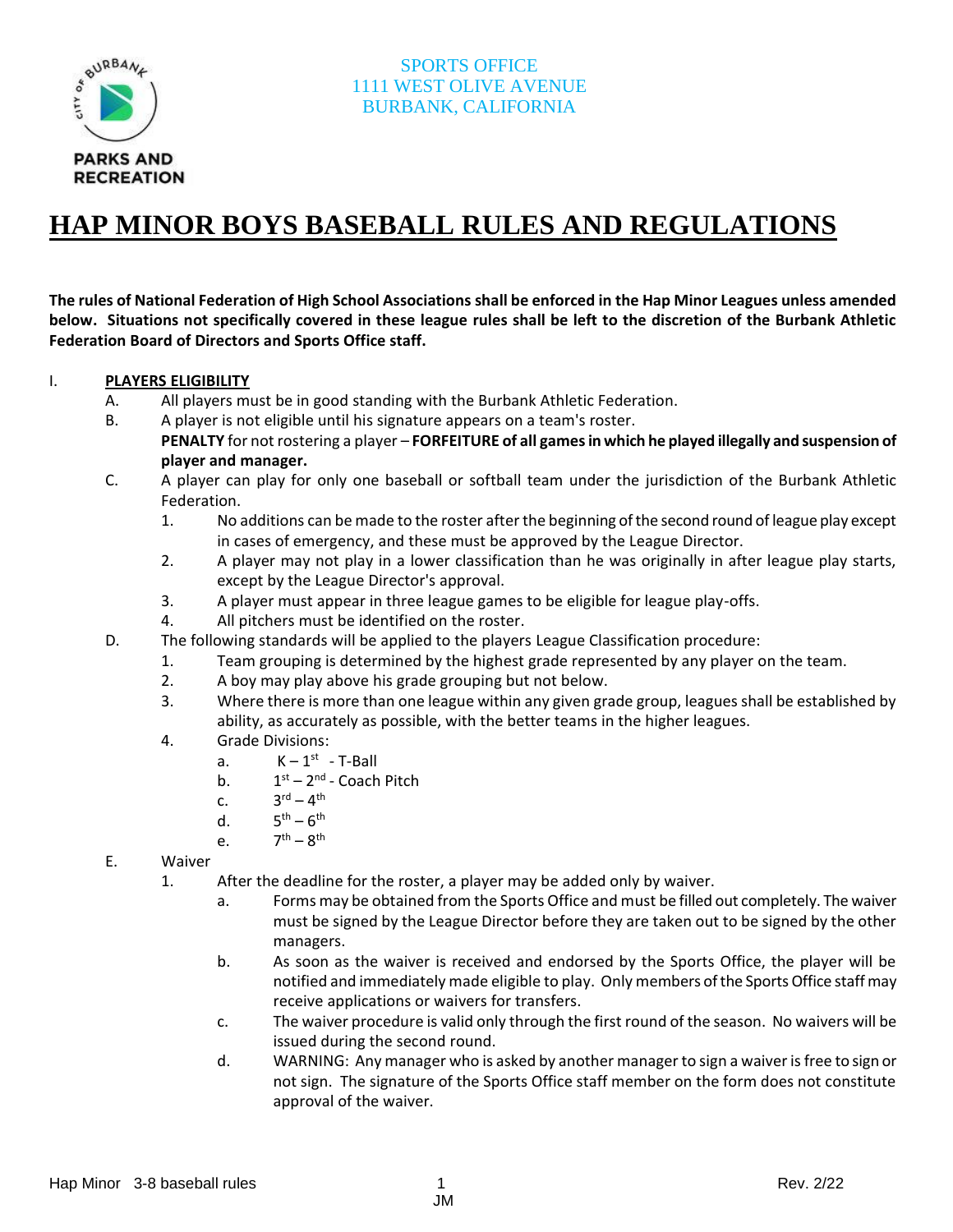PARKS AND RECREATION

SPORTS OFFICE
1111 WEST OLIVE AVENUE
BURBANK, CALIFORNIA

# HAP MINOR BOYS BASEBALL RULES AND REGULATIONS

**The rules of National Federation of High School Associations shall be enforced in the Hap Minor Leagues unless amended below. Situations not specifically covered in these league rules shall be left to the discretion of the Burbank Athletic Federation Board of Directors and Sports Office staff.**

I. **PLAYERS ELIGIBILITY**

- A. All players must be in good standing with the Burbank Athletic Federation.
- B. A player is not eligible until his signature appears on a team's roster.
  **PENALTY** for not rostering a player – **FORFEITURE of all games in which he played illegally and suspension of player and manager.**
- C. A player can play for only one baseball or softball team under the jurisdiction of the Burbank Athletic Federation.
  1. No additions can be made to the roster after the beginning of the second round of league play except in cases of emergency, and these must be approved by the League Director.
  2. A player may not play in a lower classification than he was originally in after league play starts, except by the League Director's approval.
  3. A player must appear in three league games to be eligible for league play-offs.
  4. All pitchers must be identified on the roster.
- D. The following standards will be applied to the players League Classification procedure:
  1. Team grouping is determined by the highest grade represented by any player on the team.
  2. A boy may play above his grade grouping but not below.
  3. Where there is more than one league within any given grade group, leagues shall be established by ability, as accurately as possible, with the better teams in the higher leagues.
  4. Grade Divisions:
     - a. K – 1st - T-Ball
     - b. 1st – 2nd - Coach Pitch
     - c. 3rd – 4th
     - d. 5th – 6th
     - e. 7th – 8th
- E. Waiver
  1. After the deadline for the roster, a player may be added only by waiver.
     - a. Forms may be obtained from the Sports Office and must be filled out completely. The waiver must be signed by the League Director before they are taken out to be signed by the other managers.
     - b. As soon as the waiver is received and endorsed by the Sports Office, the player will be notified and immediately made eligible to play. Only members of the Sports Office staff may receive applications or waivers for transfers.
     - c. The waiver procedure is valid only through the first round of the season. No waivers will be issued during the second round.
     - d. WARNING: Any manager who is asked by another manager to sign a waiver is free to sign or not sign. The signature of the Sports Office staff member on the form does not constitute approval of the waiver.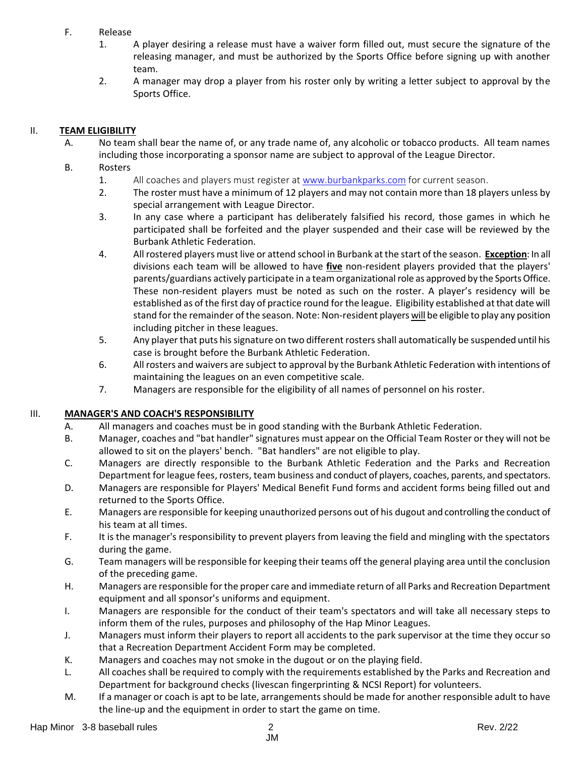F. Release

1. A player desiring a release must have a waiver form filled out, must secure the signature of the releasing manager, and must be authorized by the Sports Office before signing up with another team.
2. A manager may drop a player from his roster only by writing a letter subject to approval by the Sports Office.

## II. **TEAM ELIGIBILITY**

A. No team shall bear the name of, or any trade name of, any alcoholic or tobacco products. All team names including those incorporating a sponsor name are subject to approval of the League Director.

B. Rosters

1. All coaches and players must register at www.burbankparks.com for current season.
2. The roster must have a minimum of 12 players and may not contain more than 18 players unless by special arrangement with League Director.
3. In any case where a participant has deliberately falsified his record, those games in which he participated shall be forfeited and the player suspended and their case will be reviewed by the Burbank Athletic Federation.
4. All rostered players must live or attend school in Burbank at the start of the season. **Exception**: In all divisions each team will be allowed to have **five** non-resident players provided that the players' parents/guardians actively participate in a team organizational role as approved by the Sports Office. These non-resident players must be noted as such on the roster. A player's residency will be established as of the first day of practice round for the league. Eligibility established at that date will stand for the remainder of the season. Note: Non-resident players will be eligible to play any position including pitcher in these leagues.
5. Any player that puts his signature on two different rosters shall automatically be suspended until his case is brought before the Burbank Athletic Federation.
6. All rosters and waivers are subject to approval by the Burbank Athletic Federation with intentions of maintaining the leagues on an even competitive scale.
7. Managers are responsible for the eligibility of all names of personnel on his roster.

## III. **MANAGER'S AND COACH'S RESPONSIBILITY**

A. All managers and coaches must be in good standing with the Burbank Athletic Federation.

B. Manager, coaches and "bat handler" signatures must appear on the Official Team Roster or they will not be allowed to sit on the players' bench. "Bat handlers" are not eligible to play.

C. Managers are directly responsible to the Burbank Athletic Federation and the Parks and Recreation Department for league fees, rosters, team business and conduct of players, coaches, parents, and spectators.

D. Managers are responsible for Players' Medical Benefit Fund forms and accident forms being filled out and returned to the Sports Office.

E. Managers are responsible for keeping unauthorized persons out of his dugout and controlling the conduct of his team at all times.

F. It is the manager's responsibility to prevent players from leaving the field and mingling with the spectators during the game.

G. Team managers will be responsible for keeping their teams off the general playing area until the conclusion of the preceding game.

H. Managers are responsible for the proper care and immediate return of all Parks and Recreation Department equipment and all sponsor's uniforms and equipment.

I. Managers are responsible for the conduct of their team's spectators and will take all necessary steps to inform them of the rules, purposes and philosophy of the Hap Minor Leagues.

J. Managers must inform their players to report all accidents to the park supervisor at the time they occur so that a Recreation Department Accident Form may be completed.

K. Managers and coaches may not smoke in the dugout or on the playing field.

L. All coaches shall be required to comply with the requirements established by the Parks and Recreation and Department for background checks (livescan fingerprinting & NCSI Report) for volunteers.

M. If a manager or coach is apt to be late, arrangements should be made for another responsible adult to have the line-up and the equipment in order to start the game on time.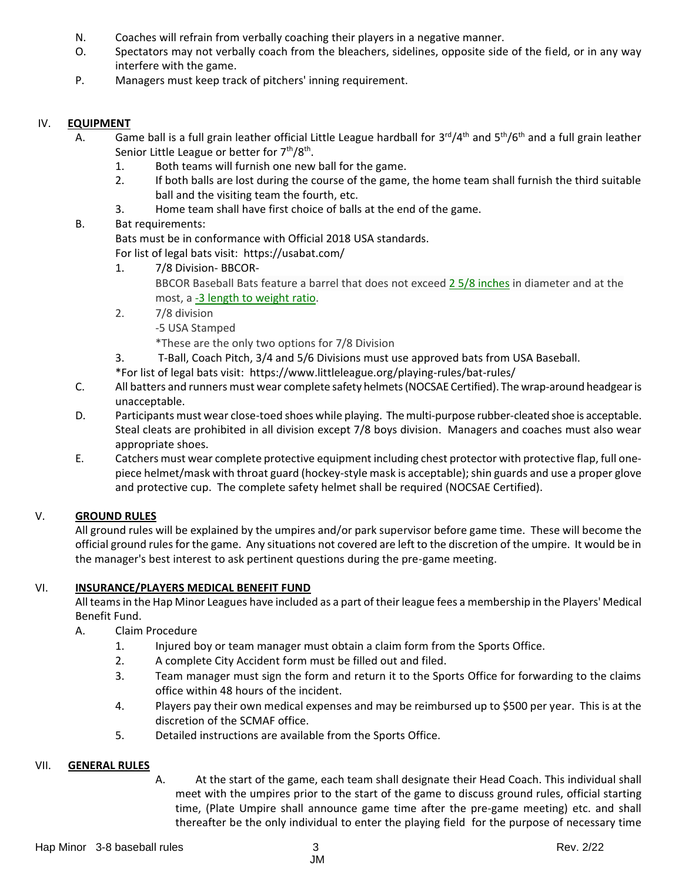N. Coaches will refrain from verbally coaching their players in a negative manner.

O. Spectators may not verbally coach from the bleachers, sidelines, opposite side of the field, or in any way interfere with the game.

P. Managers must keep track of pitchers' inning requirement.

## IV. EQUIPMENT

A. Game ball is a full grain leather official Little League hardball for 3rd/4th and 5th/6th and a full grain leather Senior Little League or better for 7th/8th.

1. Both teams will furnish one new ball for the game.
2. If both balls are lost during the course of the game, the home team shall furnish the third suitable ball and the visiting team the fourth, etc.
3. Home team shall have first choice of balls at the end of the game.

B. Bat requirements:
Bats must be in conformance with Official 2018 USA standards.
For list of legal bats visit: https://usabat.com/

1. 7/8 Division- BBCOR-
   BBCOR Baseball Bats feature a barrel that does not exceed 2 5/8 inches in diameter and at the most, a -3 length to weight ratio.
2. 7/8 division
   -5 USA Stamped
   *These are the only two options for 7/8 Division
3. T-Ball, Coach Pitch, 3/4 and 5/6 Divisions must use approved bats from USA Baseball.

*For list of legal bats visit: https://www.littleleague.org/playing-rules/bat-rules/

C. All batters and runners must wear complete safety helmets (NOCSAE Certified). The wrap-around headgear is unacceptable.

D. Participants must wear close-toed shoes while playing. The multi-purpose rubber-cleated shoe is acceptable. Steal cleats are prohibited in all division except 7/8 boys division. Managers and coaches must also wear appropriate shoes.

E. Catchers must wear complete protective equipment including chest protector with protective flap, full one-piece helmet/mask with throat guard (hockey-style mask is acceptable); shin guards and use a proper glove and protective cup. The complete safety helmet shall be required (NOCSAE Certified).

## V. GROUND RULES

All ground rules will be explained by the umpires and/or park supervisor before game time. These will become the official ground rules for the game. Any situations not covered are left to the discretion of the umpire. It would be in the manager's best interest to ask pertinent questions during the pre-game meeting.

## VI. INSURANCE/PLAYERS MEDICAL BENEFIT FUND

All teams in the Hap Minor Leagues have included as a part of their league fees a membership in the Players' Medical Benefit Fund.

A. Claim Procedure

1. Injured boy or team manager must obtain a claim form from the Sports Office.
2. A complete City Accident form must be filled out and filed.
3. Team manager must sign the form and return it to the Sports Office for forwarding to the claims office within 48 hours of the incident.
4. Players pay their own medical expenses and may be reimbursed up to $500 per year. This is at the discretion of the SCMAF office.
5. Detailed instructions are available from the Sports Office.

## VII. GENERAL RULES

A. At the start of the game, each team shall designate their Head Coach. This individual shall meet with the umpires prior to the start of the game to discuss ground rules, official starting time, (Plate Umpire shall announce game time after the pre-game meeting) etc. and shall thereafter be the only individual to enter the playing field for the purpose of necessary time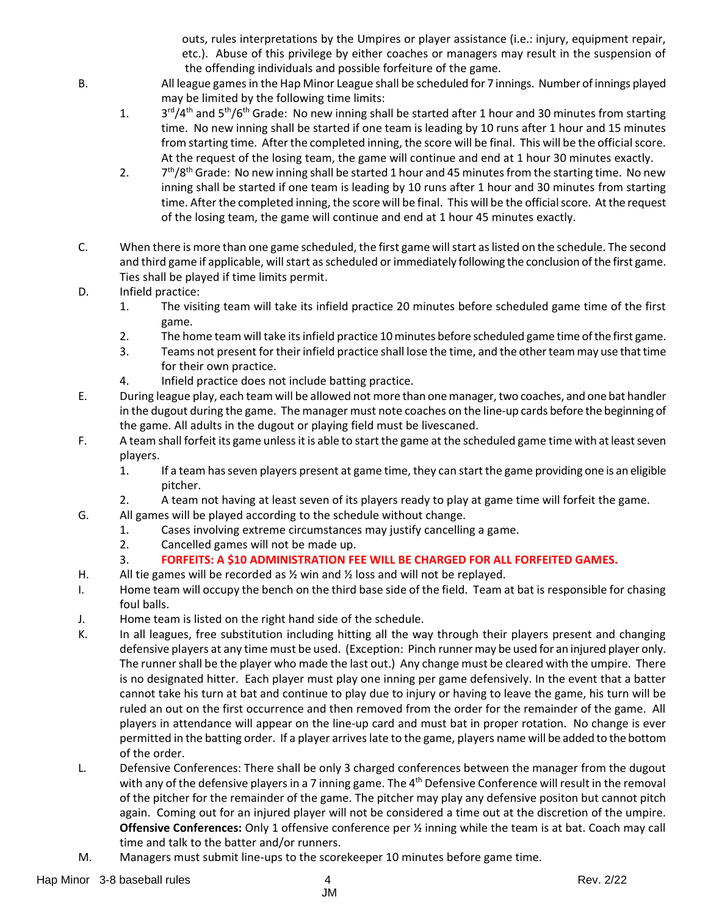outs, rules interpretations by the Umpires or player assistance (i.e.: injury, equipment repair, etc.). Abuse of this privilege by either coaches or managers may result in the suspension of the offending individuals and possible forfeiture of the game.

B. All league games in the Hap Minor League shall be scheduled for 7 innings. Number of innings played may be limited by the following time limits:

1. 3rd/4th and 5th/6th Grade: No new inning shall be started after 1 hour and 30 minutes from starting time. No new inning shall be started if one team is leading by 10 runs after 1 hour and 15 minutes from starting time. After the completed inning, the score will be final. This will be the official score. At the request of the losing team, the game will continue and end at 1 hour 30 minutes exactly.
2. 7th/8th Grade: No new inning shall be started 1 hour and 45 minutes from the starting time. No new inning shall be started if one team is leading by 10 runs after 1 hour and 30 minutes from starting time. After the completed inning, the score will be final. This will be the official score. At the request of the losing team, the game will continue and end at 1 hour 45 minutes exactly.

C. When there is more than one game scheduled, the first game will start as listed on the schedule. The second and third game if applicable, will start as scheduled or immediately following the conclusion of the first game. Ties shall be played if time limits permit.

D. Infield practice:

1. The visiting team will take its infield practice 20 minutes before scheduled game time of the first game.
2. The home team will take its infield practice 10 minutes before scheduled game time of the first game.
3. Teams not present for their infield practice shall lose the time, and the other team may use that time for their own practice.
4. Infield practice does not include batting practice.

E. During league play, each team will be allowed not more than one manager, two coaches, and one bat handler in the dugout during the game. The manager must note coaches on the line-up cards before the beginning of the game. All adults in the dugout or playing field must be livescaned.

F. A team shall forfeit its game unless it is able to start the game at the scheduled game time with at least seven players.

1. If a team has seven players present at game time, they can start the game providing one is an eligible pitcher.
2. A team not having at least seven of its players ready to play at game time will forfeit the game.

G. All games will be played according to the schedule without change.

1. Cases involving extreme circumstances may justify cancelling a game.
2. Cancelled games will not be made up.
3. **FORFEITS: A $10 ADMINISTRATION FEE WILL BE CHARGED FOR ALL FORFEITED GAMES.**

H. All tie games will be recorded as ½ win and ½ loss and will not be replayed.

I. Home team will occupy the bench on the third base side of the field. Team at bat is responsible for chasing foul balls.

J. Home team is listed on the right hand side of the schedule.

K. In all leagues, free substitution including hitting all the way through their players present and changing defensive players at any time must be used. (Exception: Pinch runner may be used for an injured player only. The runner shall be the player who made the last out.) Any change must be cleared with the umpire. There is no designated hitter. Each player must play one inning per game defensively. In the event that a batter cannot take his turn at bat and continue to play due to injury or having to leave the game, his turn will be ruled an out on the first occurrence and then removed from the order for the remainder of the game. All players in attendance will appear on the line-up card and must bat in proper rotation. No change is ever permitted in the batting order. If a player arrives late to the game, players name will be added to the bottom of the order.

L. Defensive Conferences: There shall be only 3 charged conferences between the manager from the dugout with any of the defensive players in a 7 inning game. The 4th Defensive Conference will result in the removal of the pitcher for the remainder of the game. The pitcher may play any defensive positon but cannot pitch again. Coming out for an injured player will not be considered a time out at the discretion of the umpire. **Offensive Conferences:** Only 1 offensive conference per ½ inning while the team is at bat. Coach may call time and talk to the batter and/or runners.

M. Managers must submit line-ups to the scorekeeper 10 minutes before game time.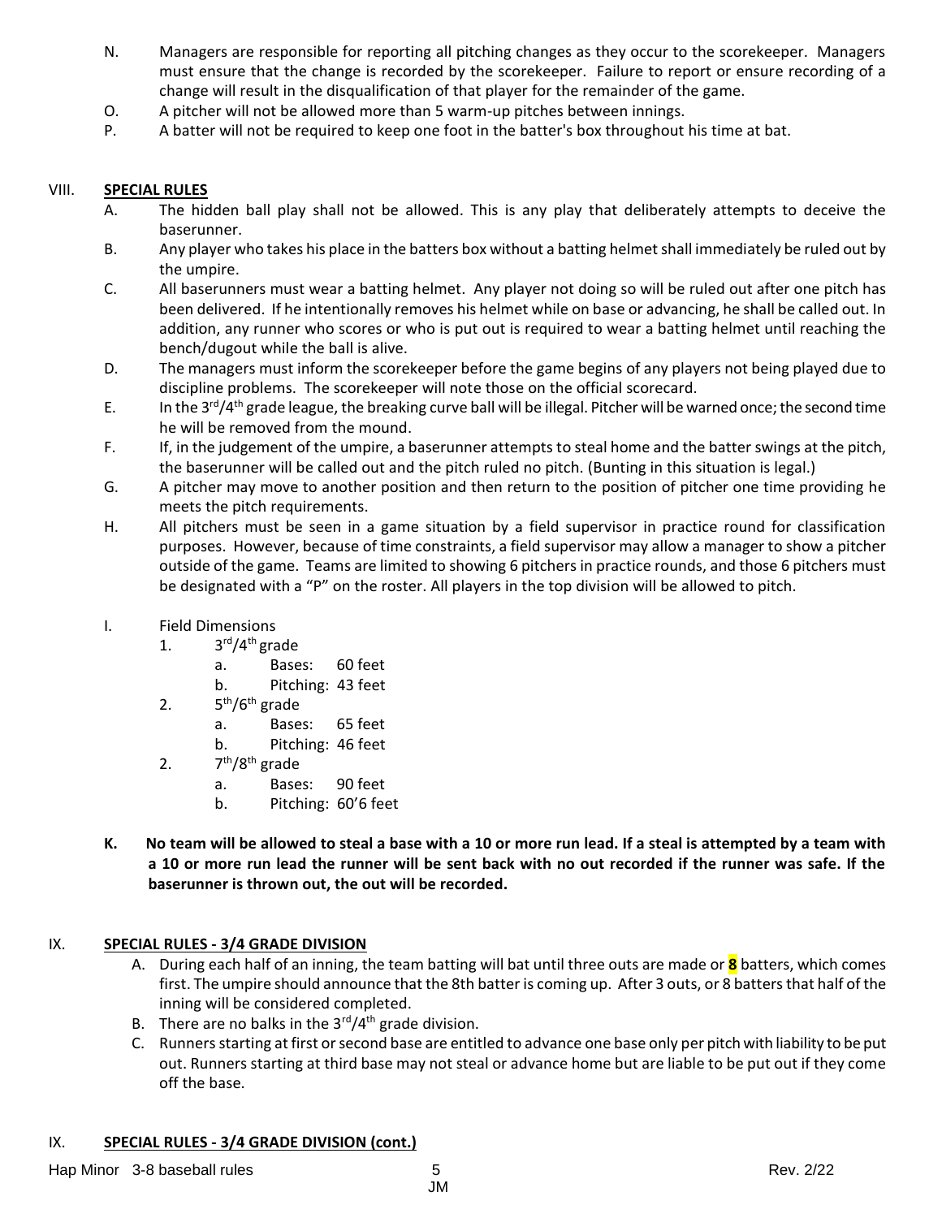N. Managers are responsible for reporting all pitching changes as they occur to the scorekeeper. Managers must ensure that the change is recorded by the scorekeeper. Failure to report or ensure recording of a change will result in the disqualification of that player for the remainder of the game.

O. A pitcher will not be allowed more than 5 warm-up pitches between innings.

P. A batter will not be required to keep one foot in the batter's box throughout his time at bat.

## VIII. SPECIAL RULES

A. The hidden ball play shall not be allowed. This is any play that deliberately attempts to deceive the baserunner.

B. Any player who takes his place in the batters box without a batting helmet shall immediately be ruled out by the umpire.

C. All baserunners must wear a batting helmet. Any player not doing so will be ruled out after one pitch has been delivered. If he intentionally removes his helmet while on base or advancing, he shall be called out. In addition, any runner who scores or who is put out is required to wear a batting helmet until reaching the bench/dugout while the ball is alive.

D. The managers must inform the scorekeeper before the game begins of any players not being played due to discipline problems. The scorekeeper will note those on the official scorecard.

E. In the 3rd/4th grade league, the breaking curve ball will be illegal. Pitcher will be warned once; the second time he will be removed from the mound.

F. If, in the judgement of the umpire, a baserunner attempts to steal home and the batter swings at the pitch, the baserunner will be called out and the pitch ruled no pitch. (Bunting in this situation is legal.)

G. A pitcher may move to another position and then return to the position of pitcher one time providing he meets the pitch requirements.

H. All pitchers must be seen in a game situation by a field supervisor in practice round for classification purposes. However, because of time constraints, a field supervisor may allow a manager to show a pitcher outside of the game. Teams are limited to showing 6 pitchers in practice rounds, and those 6 pitchers must be designated with a "P" on the roster. All players in the top division will be allowed to pitch.

I. Field Dimensions

1. 3rd/4th grade
   a. Bases: 60 feet
   b. Pitching: 43 feet
2. 5th/6th grade
   a. Bases: 65 feet
   b. Pitching: 46 feet
2. 7th/8th grade
   a. Bases: 90 feet
   b. Pitching: 60'6 feet

**K. No team will be allowed to steal a base with a 10 or more run lead. If a steal is attempted by a team with a 10 or more run lead the runner will be sent back with no out recorded if the runner was safe. If the baserunner is thrown out, the out will be recorded.**

## IX. SPECIAL RULES - 3/4 GRADE DIVISION

A. During each half of an inning, the team batting will bat until three outs are made or **8** batters, which comes first. The umpire should announce that the 8th batter is coming up. After 3 outs, or 8 batters that half of the inning will be considered completed.

B. There are no balks in the 3rd/4th grade division.

C. Runners starting at first or second base are entitled to advance one base only per pitch with liability to be put out. Runners starting at third base may not steal or advance home but are liable to be put out if they come off the base.

## IX. SPECIAL RULES - 3/4 GRADE DIVISION (cont.)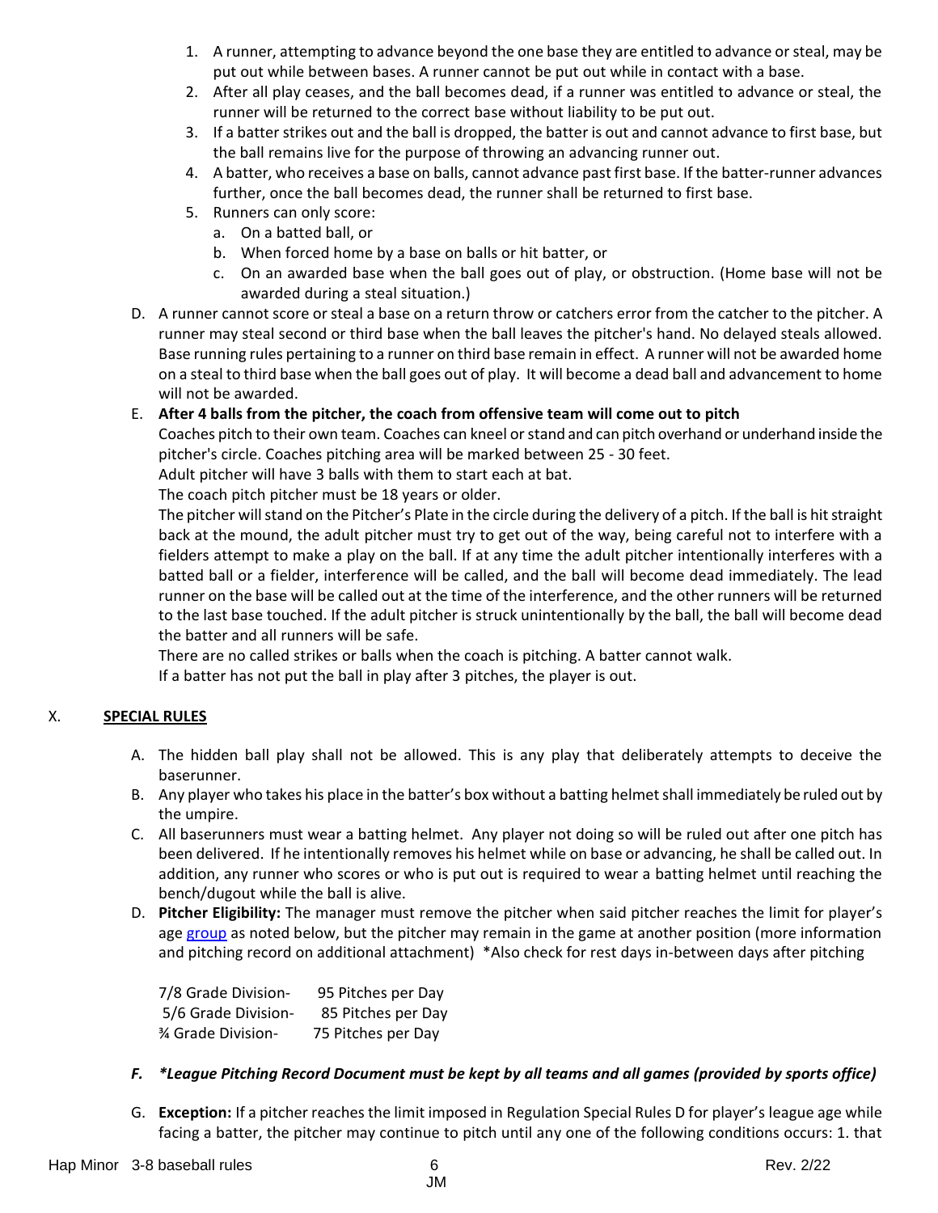1. A runner, attempting to advance beyond the one base they are entitled to advance or steal, may be put out while between bases. A runner cannot be put out while in contact with a base.
2. After all play ceases, and the ball becomes dead, if a runner was entitled to advance or steal, the runner will be returned to the correct base without liability to be put out.
3. If a batter strikes out and the ball is dropped, the batter is out and cannot advance to first base, but the ball remains live for the purpose of throwing an advancing runner out.
4. A batter, who receives a base on balls, cannot advance past first base. If the batter-runner advances further, once the ball becomes dead, the runner shall be returned to first base.
5. Runners can only score:
   a. On a batted ball, or
   b. When forced home by a base on balls or hit batter, or
   c. On an awarded base when the ball goes out of play, or obstruction. (Home base will not be awarded during a steal situation.)

D. A runner cannot score or steal a base on a return throw or catchers error from the catcher to the pitcher. A runner may steal second or third base when the ball leaves the pitcher's hand. No delayed steals allowed. Base running rules pertaining to a runner on third base remain in effect. A runner will not be awarded home on a steal to third base when the ball goes out of play. It will become a dead ball and advancement to home will not be awarded.

E. **After 4 balls from the pitcher, the coach from offensive team will come out to pitch**

Coaches pitch to their own team. Coaches can kneel or stand and can pitch overhand or underhand inside the pitcher's circle. Coaches pitching area will be marked between 25 - 30 feet.

Adult pitcher will have 3 balls with them to start each at bat.

The coach pitch pitcher must be 18 years or older.

The pitcher will stand on the Pitcher's Plate in the circle during the delivery of a pitch. If the ball is hit straight back at the mound, the adult pitcher must try to get out of the way, being careful not to interfere with a fielders attempt to make a play on the ball. If at any time the adult pitcher intentionally interferes with a batted ball or a fielder, interference will be called, and the ball will become dead immediately. The lead runner on the base will be called out at the time of the interference, and the other runners will be returned to the last base touched. If the adult pitcher is struck unintentionally by the ball, the ball will become dead the batter and all runners will be safe.

There are no called strikes or balls when the coach is pitching. A batter cannot walk.

If a batter has not put the ball in play after 3 pitches, the player is out.

## X. SPECIAL RULES

A. The hidden ball play shall not be allowed. This is any play that deliberately attempts to deceive the baserunner.

B. Any player who takes his place in the batter's box without a batting helmet shall immediately be ruled out by the umpire.

C. All baserunners must wear a batting helmet. Any player not doing so will be ruled out after one pitch has been delivered. If he intentionally removes his helmet while on base or advancing, he shall be called out. In addition, any runner who scores or who is put out is required to wear a batting helmet until reaching the bench/dugout while the ball is alive.

D. **Pitcher Eligibility:** The manager must remove the pitcher when said pitcher reaches the limit for player's age group as noted below, but the pitcher may remain in the game at another position (more information and pitching record on additional attachment) *Also check for rest days in-between days after pitching

| | |
|---|---|
| 7/8 Grade Division- | 95 Pitches per Day |
| 5/6 Grade Division- | 85 Pitches per Day |
| ¾ Grade Division- | 75 Pitches per Day |

F. ***League Pitching Record Document must be kept by all teams and all games (provided by sports office)***

G. **Exception:** If a pitcher reaches the limit imposed in Regulation Special Rules D for player's league age while facing a batter, the pitcher may continue to pitch until any one of the following conditions occurs: 1. that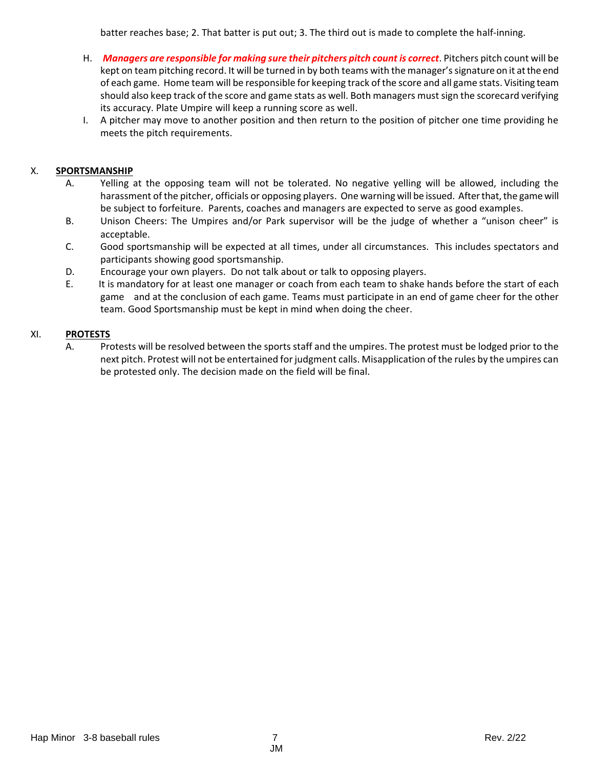batter reaches base; 2. That batter is put out; 3. The third out is made to complete the half-inning.

H. ***Managers are responsible for making sure their pitchers pitch count is correct***. Pitchers pitch count will be kept on team pitching record. It will be turned in by both teams with the manager's signature on it at the end of each game. Home team will be responsible for keeping track of the score and all game stats. Visiting team should also keep track of the score and game stats as well. Both managers must sign the scorecard verifying its accuracy. Plate Umpire will keep a running score as well.

I. A pitcher may move to another position and then return to the position of pitcher one time providing he meets the pitch requirements.

## X. SPORTSMANSHIP

A. Yelling at the opposing team will not be tolerated. No negative yelling will be allowed, including the harassment of the pitcher, officials or opposing players. One warning will be issued. After that, the game will be subject to forfeiture. Parents, coaches and managers are expected to serve as good examples.

B. Unison Cheers: The Umpires and/or Park supervisor will be the judge of whether a "unison cheer" is acceptable.

C. Good sportsmanship will be expected at all times, under all circumstances. This includes spectators and participants showing good sportsmanship.

D. Encourage your own players. Do not talk about or talk to opposing players.

E. It is mandatory for at least one manager or coach from each team to shake hands before the start of each game and at the conclusion of each game. Teams must participate in an end of game cheer for the other team. Good Sportsmanship must be kept in mind when doing the cheer.

## XI. PROTESTS

A. Protests will be resolved between the sports staff and the umpires. The protest must be lodged prior to the next pitch. Protest will not be entertained for judgment calls. Misapplication of the rules by the umpires can be protested only. The decision made on the field will be final.